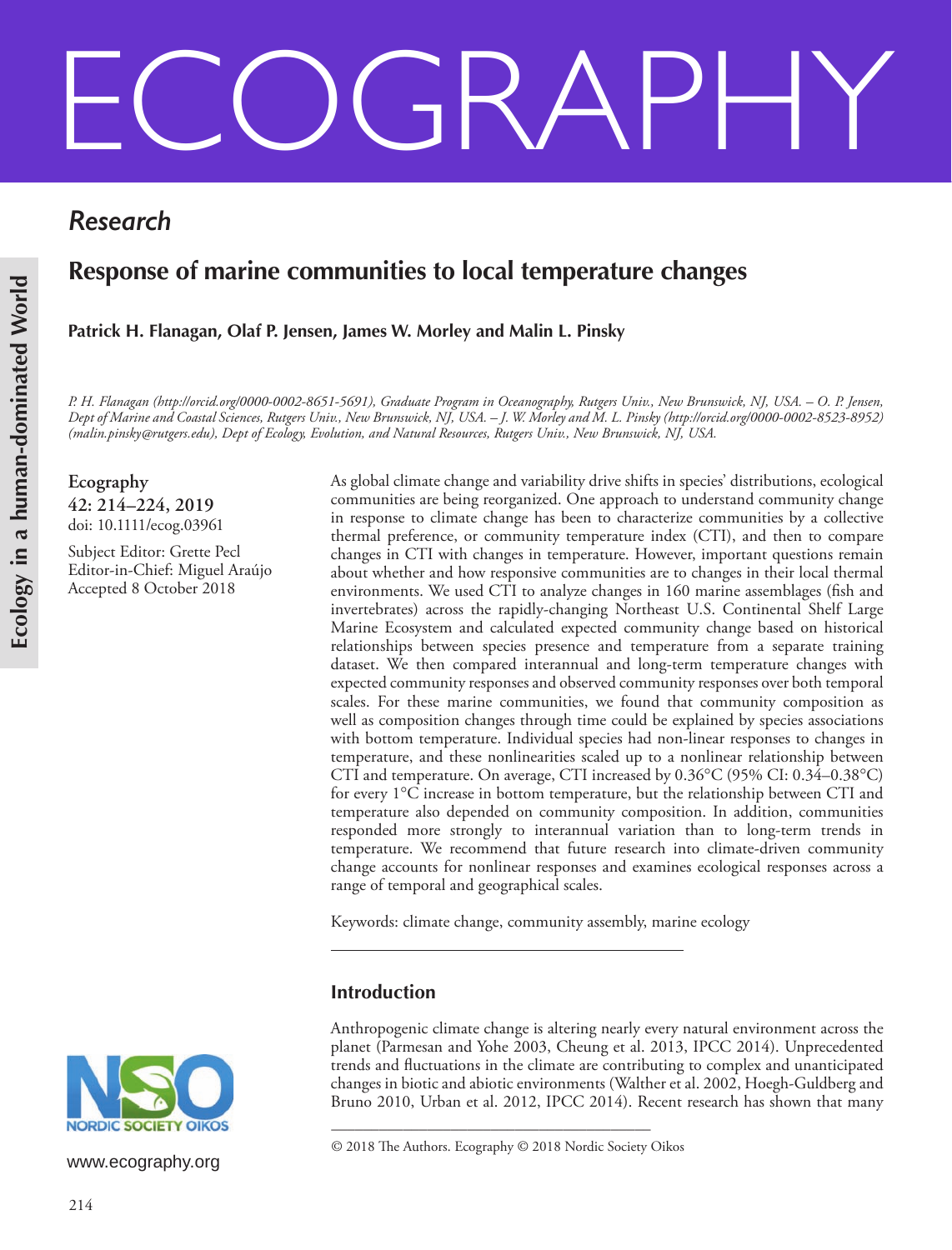# Research

## Response of marine communities to local temperature changes

**Patrick H. Flanagan, Olaf P. Jensen, James W. Morley and Malin L. Pinsky**

*P. H. Flanagan (http://orcid.org/0000-0002-8651-5691), Graduate Program in Oceanography, Rutgers Univ., New Brunswick, NJ, USA. – O. P. Jensen, Dept of Marine and Coastal Sciences, Rutgers Univ., New Brunswick, NJ, USA. – J. W. Morley and M. L. Pinsky (http://orcid.org/0000-0002-8523-8952) (malin.pinsky@rutgers.edu), Dept of Ecology, Evolution, and Natural Resources, Rutgers Univ., New Brunswick, NJ, USA.*

**Ecography**
**42: 214–224, 2019**
doi: 10.1111/ecog.03961

Subject Editor: Grette Pecl
Editor-in-Chief: Miguel Araújo
Accepted 8 October 2018

As global climate change and variability drive shifts in species' distributions, ecological communities are being reorganized. One approach to understand community change in response to climate change has been to characterize communities by a collective thermal preference, or community temperature index (CTI), and then to compare changes in CTI with changes in temperature. However, important questions remain about whether and how responsive communities are to changes in their local thermal environments. We used CTI to analyze changes in 160 marine assemblages (fish and invertebrates) across the rapidly-changing Northeast U.S. Continental Shelf Large Marine Ecosystem and calculated expected community change based on historical relationships between species presence and temperature from a separate training dataset. We then compared interannual and long-term temperature changes with expected community responses and observed community responses over both temporal scales. For these marine communities, we found that community composition as well as composition changes through time could be explained by species associations with bottom temperature. Individual species had non-linear responses to changes in temperature, and these nonlinearities scaled up to a nonlinear relationship between CTI and temperature. On average, CTI increased by 0.36°C (95% CI: 0.34–0.38°C) for every 1°C increase in bottom temperature, but the relationship between CTI and temperature also depended on community composition. In addition, communities responded more strongly to interannual variation than to long-term trends in temperature. We recommend that future research into climate-driven community change accounts for nonlinear responses and examines ecological responses across a range of temporal and geographical scales.

Keywords: climate change, community assembly, marine ecology

## Introduction

Anthropogenic climate change is altering nearly every natural environment across the planet (Parmesan and Yohe 2003, Cheung et al. 2013, IPCC 2014). Unprecedented trends and fluctuations in the climate are contributing to complex and unanticipated changes in biotic and abiotic environments (Walther et al. 2002, Hoegh-Guldberg and Bruno 2010, Urban et al. 2012, IPCC 2014). Recent research has shown that many

© 2018 The Authors. Ecography © 2018 Nordic Society Oikos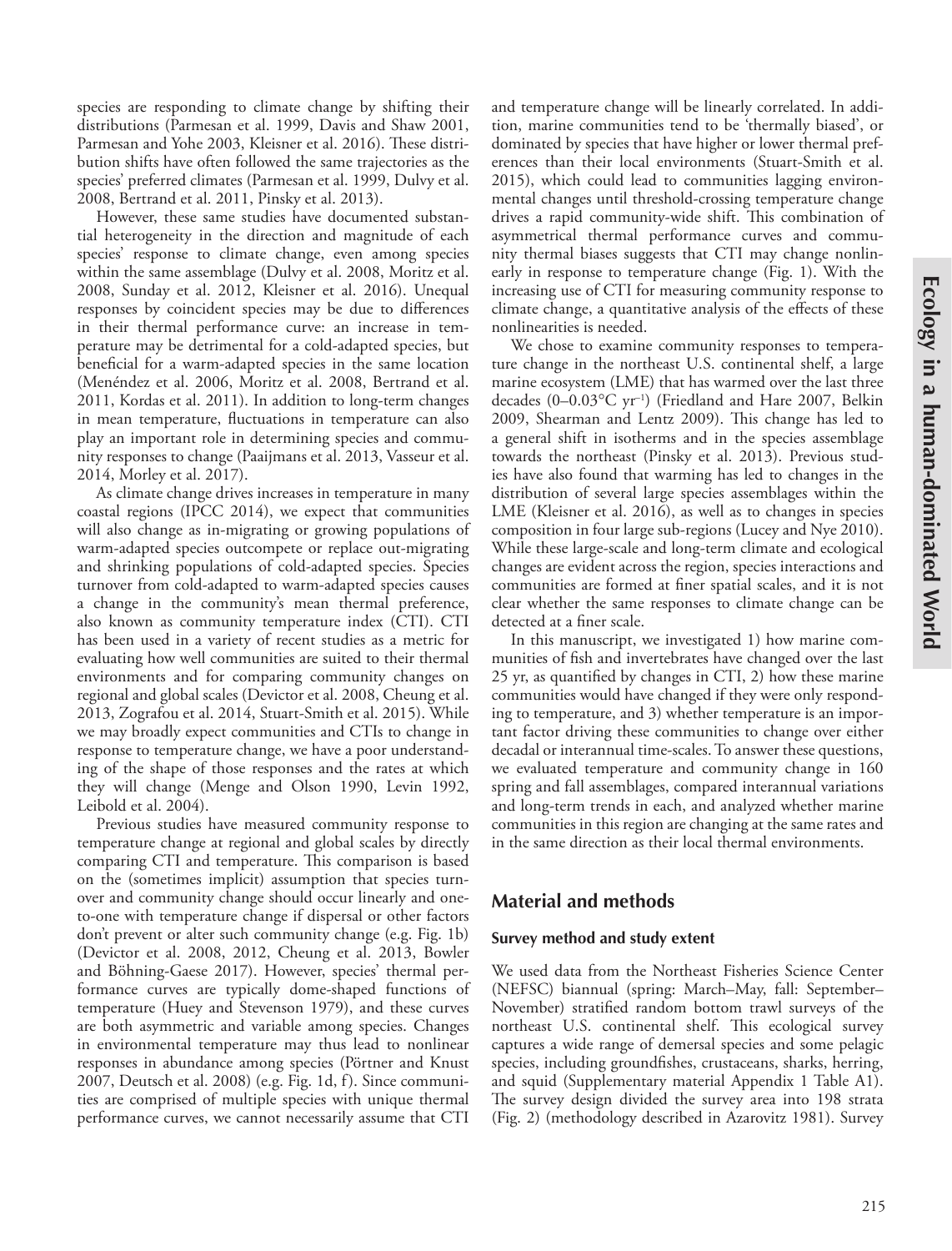species are responding to climate change by shifting their distributions (Parmesan et al. 1999, Davis and Shaw 2001, Parmesan and Yohe 2003, Kleisner et al. 2016). These distribution shifts have often followed the same trajectories as the species' preferred climates (Parmesan et al. 1999, Dulvy et al. 2008, Bertrand et al. 2011, Pinsky et al. 2013).

However, these same studies have documented substantial heterogeneity in the direction and magnitude of each species' response to climate change, even among species within the same assemblage (Dulvy et al. 2008, Moritz et al. 2008, Sunday et al. 2012, Kleisner et al. 2016). Unequal responses by coincident species may be due to differences in their thermal performance curve: an increase in temperature may be detrimental for a cold-adapted species, but beneficial for a warm-adapted species in the same location (Menéndez et al. 2006, Moritz et al. 2008, Bertrand et al. 2011, Kordas et al. 2011). In addition to long-term changes in mean temperature, fluctuations in temperature can also play an important role in determining species and community responses to change (Paaijmans et al. 2013, Vasseur et al. 2014, Morley et al. 2017).

As climate change drives increases in temperature in many coastal regions (IPCC 2014), we expect that communities will also change as in-migrating or growing populations of warm-adapted species outcompete or replace out-migrating and shrinking populations of cold-adapted species. Species turnover from cold-adapted to warm-adapted species causes a change in the community's mean thermal preference, also known as community temperature index (CTI). CTI has been used in a variety of recent studies as a metric for evaluating how well communities are suited to their thermal environments and for comparing community changes on regional and global scales (Devictor et al. 2008, Cheung et al. 2013, Zografou et al. 2014, Stuart-Smith et al. 2015). While we may broadly expect communities and CTIs to change in response to temperature change, we have a poor understanding of the shape of those responses and the rates at which they will change (Menge and Olson 1990, Levin 1992, Leibold et al. 2004).

Previous studies have measured community response to temperature change at regional and global scales by directly comparing CTI and temperature. This comparison is based on the (sometimes implicit) assumption that species turnover and community change should occur linearly and one-to-one with temperature change if dispersal or other factors don't prevent or alter such community change (e.g. Fig. 1b) (Devictor et al. 2008, 2012, Cheung et al. 2013, Bowler and Böhning-Gaese 2017). However, species' thermal performance curves are typically dome-shaped functions of temperature (Huey and Stevenson 1979), and these curves are both asymmetric and variable among species. Changes in environmental temperature may thus lead to nonlinear responses in abundance among species (Pörtner and Knust 2007, Deutsch et al. 2008) (e.g. Fig. 1d, f). Since communities are comprised of multiple species with unique thermal performance curves, we cannot necessarily assume that CTI and temperature change will be linearly correlated. In addition, marine communities tend to be 'thermally biased', or dominated by species that have higher or lower thermal preferences than their local environments (Stuart-Smith et al. 2015), which could lead to communities lagging environmental changes until threshold-crossing temperature change drives a rapid community-wide shift. This combination of asymmetrical thermal performance curves and community thermal biases suggests that CTI may change nonlinearly in response to temperature change (Fig. 1). With the increasing use of CTI for measuring community response to climate change, a quantitative analysis of the effects of these nonlinearities is needed.

We chose to examine community responses to temperature change in the northeast U.S. continental shelf, a large marine ecosystem (LME) that has warmed over the last three decades (0–0.03°C $yr^{-1}$) (Friedland and Hare 2007, Belkin 2009, Shearman and Lentz 2009). This change has led to a general shift in isotherms and in the species assemblage towards the northeast (Pinsky et al. 2013). Previous studies have also found that warming has led to changes in the distribution of several large species assemblages within the LME (Kleisner et al. 2016), as well as to changes in species composition in four large sub-regions (Lucey and Nye 2010). While these large-scale and long-term climate and ecological changes are evident across the region, species interactions and communities are formed at finer spatial scales, and it is not clear whether the same responses to climate change can be detected at a finer scale.

In this manuscript, we investigated 1) how marine communities of fish and invertebrates have changed over the last 25 yr, as quantified by changes in CTI, 2) how these marine communities would have changed if they were only responding to temperature, and 3) whether temperature is an important factor driving these communities to change over either decadal or interannual time-scales. To answer these questions, we evaluated temperature and community change in 160 spring and fall assemblages, compared interannual variations and long-term trends in each, and analyzed whether marine communities in this region are changing at the same rates and in the same direction as their local thermal environments.

## Material and methods

### Survey method and study extent

We used data from the Northeast Fisheries Science Center (NEFSC) biannual (spring: March–May, fall: September–November) stratified random bottom trawl surveys of the northeast U.S. continental shelf. This ecological survey captures a wide range of demersal species and some pelagic species, including groundfishes, crustaceans, sharks, herring, and squid (Supplementary material Appendix 1 Table A1). The survey design divided the survey area into 198 strata (Fig. 2) (methodology described in Azarovitz 1981). Survey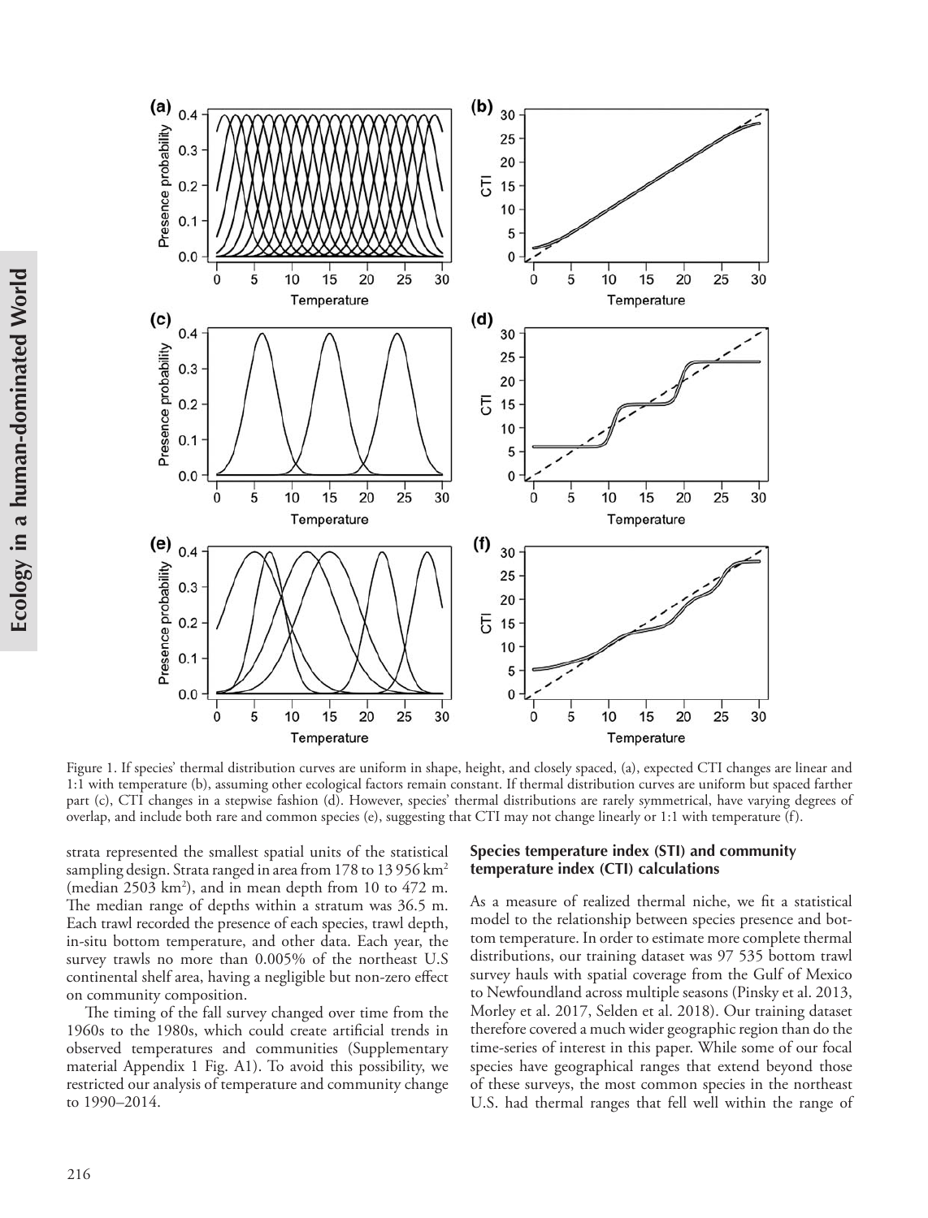Figure 1. If species' thermal distribution curves are uniform in shape, height, and closely spaced, (a), expected CTI changes are linear and 1:1 with temperature (b), assuming other ecological factors remain constant. If thermal distribution curves are uniform but spaced farther part (c), CTI changes in a stepwise fashion (d). However, species' thermal distributions are rarely symmetrical, have varying degrees of overlap, and include both rare and common species (e), suggesting that CTI may not change linearly or 1:1 with temperature (f).

strata represented the smallest spatial units of the statistical sampling design. Strata ranged in area from 178 to 13 956 $km^2$ (median 2503 $km^2$), and in mean depth from 10 to 472 m. The median range of depths within a stratum was 36.5 m. Each trawl recorded the presence of each species, trawl depth, in-situ bottom temperature, and other data. Each year, the survey trawls no more than 0.005% of the northeast U.S continental shelf area, having a negligible but non-zero effect on community composition.

The timing of the fall survey changed over time from the 1960s to the 1980s, which could create artificial trends in observed temperatures and communities (Supplementary material Appendix 1 Fig. A1). To avoid this possibility, we restricted our analysis of temperature and community change to 1990–2014.

### Species temperature index (STI) and community temperature index (CTI) calculations

As a measure of realized thermal niche, we fit a statistical model to the relationship between species presence and bottom temperature. In order to estimate more complete thermal distributions, our training dataset was 97 535 bottom trawl survey hauls with spatial coverage from the Gulf of Mexico to Newfoundland across multiple seasons (Pinsky et al. 2013, Morley et al. 2017, Selden et al. 2018). Our training dataset therefore covered a much wider geographic region than do the time-series of interest in this paper. While some of our focal species have geographical ranges that extend beyond those of these surveys, the most common species in the northeast U.S. had thermal ranges that fell well within the range of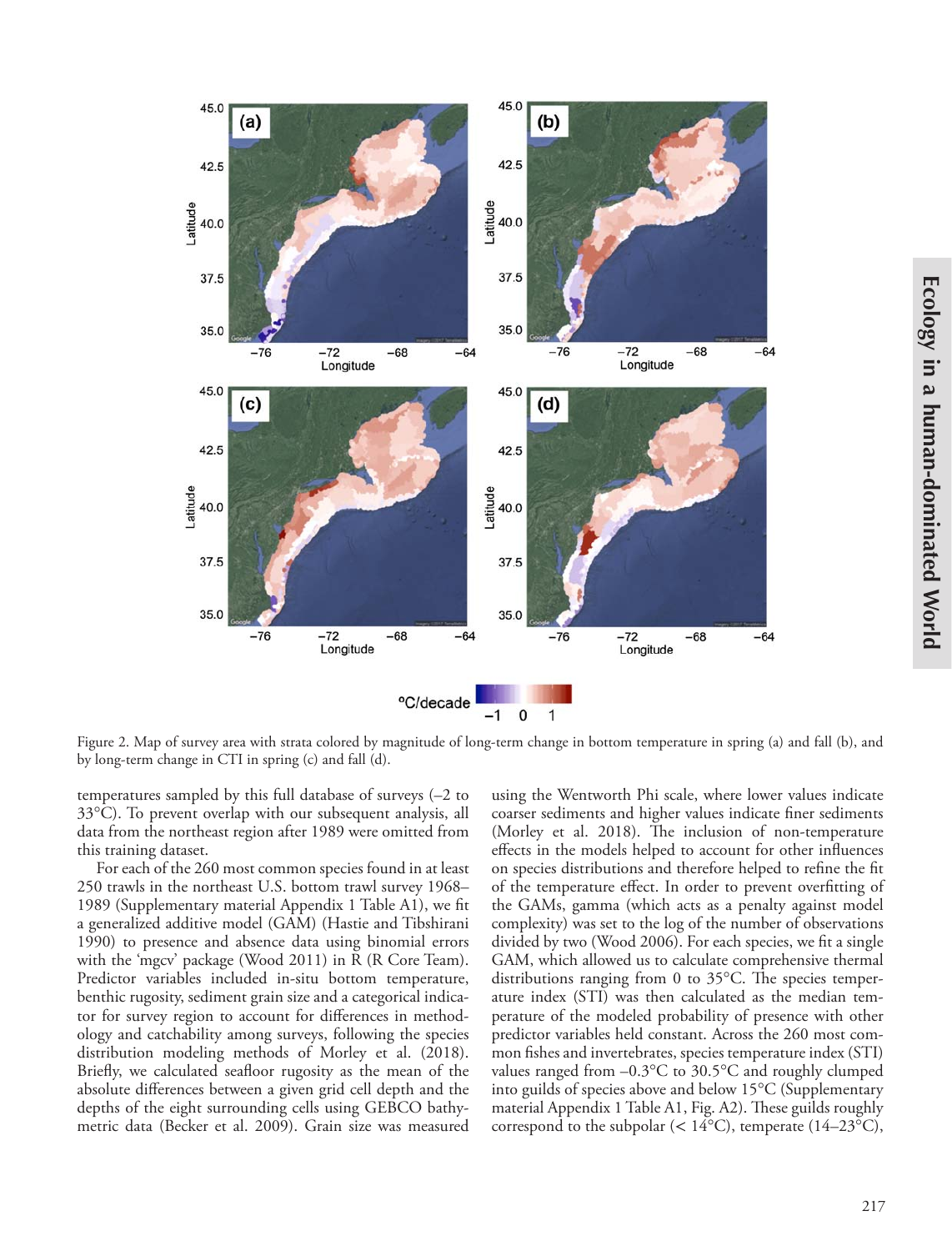Figure 2. Map of survey area with strata colored by magnitude of long-term change in bottom temperature in spring (a) and fall (b), and by long-term change in CTI in spring (c) and fall (d).

temperatures sampled by this full database of surveys (–2 to 33°C). To prevent overlap with our subsequent analysis, all data from the northeast region after 1989 were omitted from this training dataset.

For each of the 260 most common species found in at least 250 trawls in the northeast U.S. bottom trawl survey 1968–1989 (Supplementary material Appendix 1 Table A1), we fit a generalized additive model (GAM) (Hastie and Tibshirani 1990) to presence and absence data using binomial errors with the 'mgcv' package (Wood 2011) in R (R Core Team). Predictor variables included in-situ bottom temperature, benthic rugosity, sediment grain size and a categorical indicator for survey region to account for differences in methodology and catchability among surveys, following the species distribution modeling methods of Morley et al. (2018). Briefly, we calculated seafloor rugosity as the mean of the absolute differences between a given grid cell depth and the depths of the eight surrounding cells using GEBCO bathymetric data (Becker et al. 2009). Grain size was measured using the Wentworth Phi scale, where lower values indicate coarser sediments and higher values indicate finer sediments (Morley et al. 2018). The inclusion of non-temperature effects in the models helped to account for other influences on species distributions and therefore helped to refine the fit of the temperature effect. In order to prevent overfitting of the GAMs, gamma (which acts as a penalty against model complexity) was set to the log of the number of observations divided by two (Wood 2006). For each species, we fit a single GAM, which allowed us to calculate comprehensive thermal distributions ranging from 0 to 35°C. The species temperature index (STI) was then calculated as the median temperature of the modeled probability of presence with other predictor variables held constant. Across the 260 most common fishes and invertebrates, species temperature index (STI) values ranged from –0.3°C to 30.5°C and roughly clumped into guilds of species above and below 15°C (Supplementary material Appendix 1 Table A1, Fig. A2). These guilds roughly correspond to the subpolar (< 14°C), temperate (14–23°C),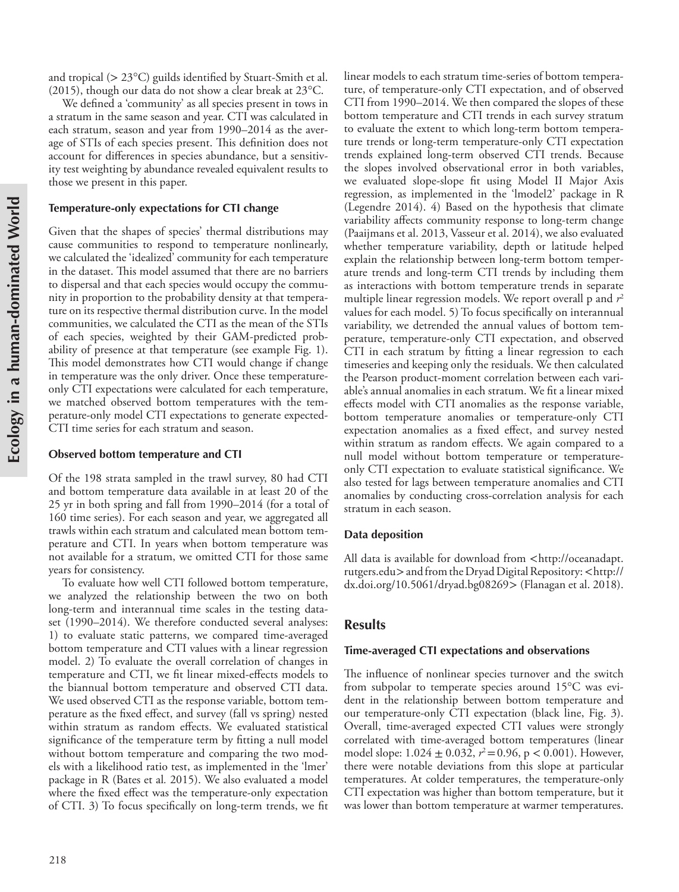and tropical (> 23°C) guilds identified by Stuart-Smith et al. (2015), though our data do not show a clear break at 23°C.

We defined a 'community' as all species present in tows in a stratum in the same season and year. CTI was calculated in each stratum, season and year from 1990–2014 as the average of STIs of each species present. This definition does not account for differences in species abundance, but a sensitivity test weighting by abundance revealed equivalent results to those we present in this paper.

### Temperature-only expectations for CTI change

Given that the shapes of species' thermal distributions may cause communities to respond to temperature nonlinearly, we calculated the 'idealized' community for each temperature in the dataset. This model assumed that there are no barriers to dispersal and that each species would occupy the community in proportion to the probability density at that temperature on its respective thermal distribution curve. In the model communities, we calculated the CTI as the mean of the STIs of each species, weighted by their GAM-predicted probability of presence at that temperature (see example Fig. 1). This model demonstrates how CTI would change if change in temperature was the only driver. Once these temperature-only CTI expectations were calculated for each temperature, we matched observed bottom temperatures with the temperature-only model CTI expectations to generate expected-CTI time series for each stratum and season.

### Observed bottom temperature and CTI

Of the 198 strata sampled in the trawl survey, 80 had CTI and bottom temperature data available in at least 20 of the 25 yr in both spring and fall from 1990–2014 (for a total of 160 time series). For each season and year, we aggregated all trawls within each stratum and calculated mean bottom temperature and CTI. In years when bottom temperature was not available for a stratum, we omitted CTI for those same years for consistency.

To evaluate how well CTI followed bottom temperature, we analyzed the relationship between the two on both long-term and interannual time scales in the testing dataset (1990–2014). We therefore conducted several analyses: 1) to evaluate static patterns, we compared time-averaged bottom temperature and CTI values with a linear regression model. 2) To evaluate the overall correlation of changes in temperature and CTI, we fit linear mixed-effects models to the biannual bottom temperature and observed CTI data. We used observed CTI as the response variable, bottom temperature as the fixed effect, and survey (fall vs spring) nested within stratum as random effects. We evaluated statistical significance of the temperature term by fitting a null model without bottom temperature and comparing the two models with a likelihood ratio test, as implemented in the 'lmer' package in R (Bates et al. 2015). We also evaluated a model where the fixed effect was the temperature-only expectation of CTI. 3) To focus specifically on long-term trends, we fit linear models to each stratum time-series of bottom temperature, of temperature-only CTI expectation, and of observed CTI from 1990–2014. We then compared the slopes of these bottom temperature and CTI trends in each survey stratum to evaluate the extent to which long-term bottom temperature trends or long-term temperature-only CTI expectation trends explained long-term observed CTI trends. Because the slopes involved observational error in both variables, we evaluated slope-slope fit using Model II Major Axis regression, as implemented in the 'lmodel2' package in R (Legendre 2014). 4) Based on the hypothesis that climate variability affects community response to long-term change (Paaijmans et al. 2013, Vasseur et al. 2014), we also evaluated whether temperature variability, depth or latitude helped explain the relationship between long-term bottom temperature trends and long-term CTI trends by including them as interactions with bottom temperature trends in separate multiple linear regression models. We report overall p and $r^2$ values for each model. 5) To focus specifically on interannual variability, we detrended the annual values of bottom temperature, temperature-only CTI expectation, and observed CTI in each stratum by fitting a linear regression to each timeseries and keeping only the residuals. We then calculated the Pearson product-moment correlation between each variable's annual anomalies in each stratum. We fit a linear mixed effects model with CTI anomalies as the response variable, bottom temperature anomalies or temperature-only CTI expectation anomalies as a fixed effect, and survey nested within stratum as random effects. We again compared to a null model without bottom temperature or temperature-only CTI expectation to evaluate statistical significance. We also tested for lags between temperature anomalies and CTI anomalies by conducting cross-correlation analysis for each stratum in each season.

### Data deposition

All data is available for download from <http://oceanadapt.rutgers.edu> and from the Dryad Digital Repository: <http://dx.doi.org/10.5061/dryad.bg08269> (Flanagan et al. 2018).

## Results

### Time-averaged CTI expectations and observations

The influence of nonlinear species turnover and the switch from subpolar to temperate species around 15°C was evident in the relationship between bottom temperature and our temperature-only CTI expectation (black line, Fig. 3). Overall, time-averaged expected CTI values were strongly correlated with time-averaged bottom temperatures (linear model slope: $1.024 \pm 0.032$, $r^2 = 0.96$, $p < 0.001$). However, there were notable deviations from this slope at particular temperatures. At colder temperatures, the temperature-only CTI expectation was higher than bottom temperature, but it was lower than bottom temperature at warmer temperatures.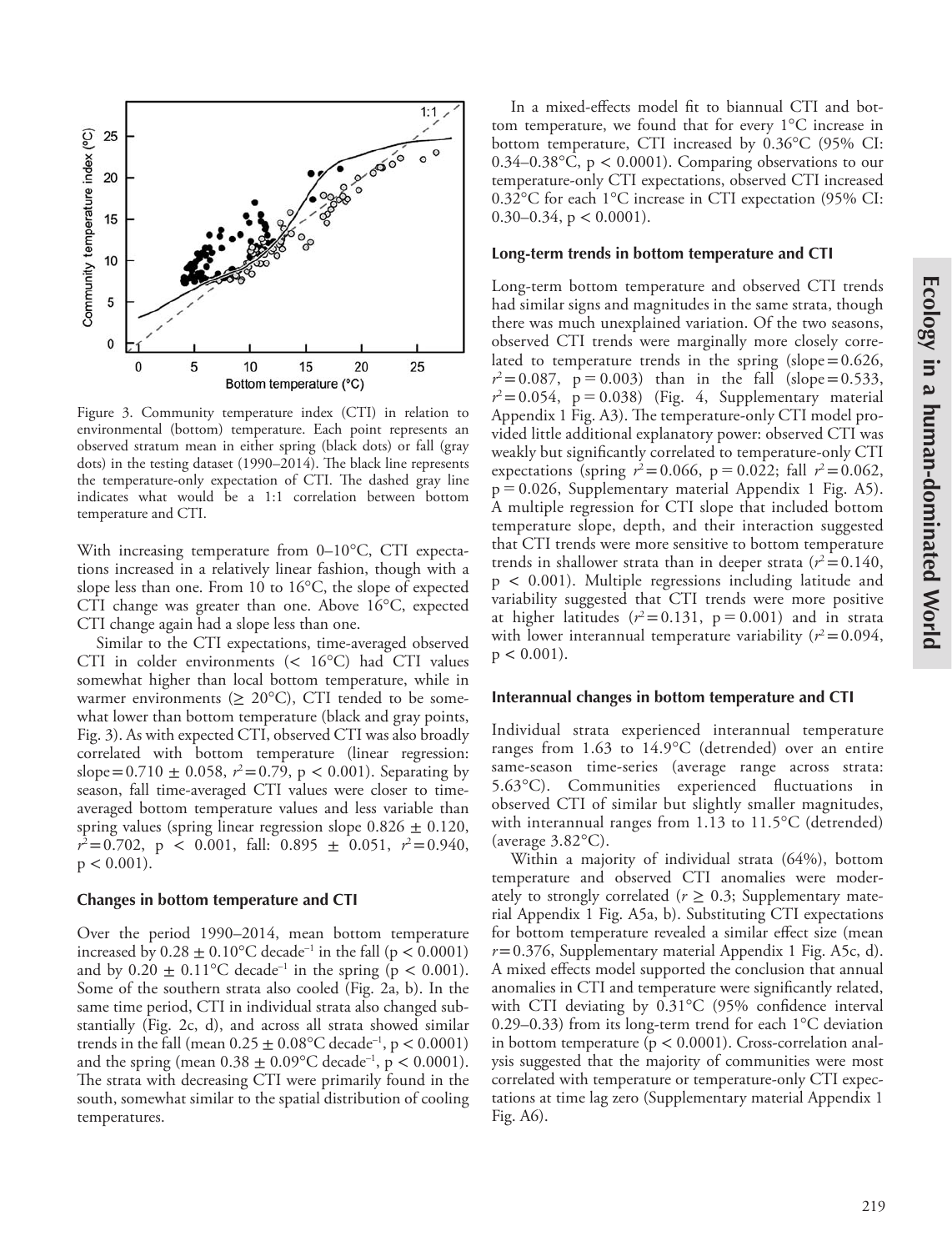Figure 3. Community temperature index (CTI) in relation to environmental (bottom) temperature. Each point represents an observed stratum mean in either spring (black dots) or fall (gray dots) in the testing dataset (1990–2014). The black line represents the temperature-only expectation of CTI. The dashed gray line indicates what would be a 1:1 correlation between bottom temperature and CTI.

With increasing temperature from 0–10°C, CTI expectations increased in a relatively linear fashion, though with a slope less than one. From 10 to 16°C, the slope of expected CTI change was greater than one. Above 16°C, expected CTI change again had a slope less than one.

Similar to the CTI expectations, time-averaged observed CTI in colder environments (< 16°C) had CTI values somewhat higher than local bottom temperature, while in warmer environments (≥ 20°C), CTI tended to be somewhat lower than bottom temperature (black and gray points, Fig. 3). As with expected CTI, observed CTI was also broadly correlated with bottom temperature (linear regression: slope = 0.710 ± 0.058, $r^2 = 0.79$, $p < 0.001$). Separating by season, fall time-averaged CTI values were closer to time-averaged bottom temperature values and less variable than spring values (spring linear regression slope 0.826 ± 0.120, $r^2 = 0.702$, $p < 0.001$, fall: 0.895 ± 0.051, $r^2 = 0.940$, $p < 0.001$).

### Changes in bottom temperature and CTI

Over the period 1990–2014, mean bottom temperature increased by 0.28 ± 0.10°C decade$^{-1}$ in the fall ($p < 0.0001$) and by 0.20 ± 0.11°C decade$^{-1}$ in the spring ($p < 0.001$). Some of the southern strata also cooled (Fig. 2a, b). In the same time period, CTI in individual strata also changed substantially (Fig. 2c, d), and across all strata showed similar trends in the fall (mean 0.25 ± 0.08°C decade$^{-1}$, $p < 0.0001$) and the spring (mean 0.38 ± 0.09°C decade$^{-1}$, $p < 0.0001$). The strata with decreasing CTI were primarily found in the south, somewhat similar to the spatial distribution of cooling temperatures.

In a mixed-effects model fit to biannual CTI and bottom temperature, we found that for every 1°C increase in bottom temperature, CTI increased by 0.36°C (95% CI: 0.34–0.38°C, $p < 0.0001$). Comparing observations to our temperature-only CTI expectations, observed CTI increased 0.32°C for each 1°C increase in CTI expectation (95% CI: 0.30–0.34, $p < 0.0001$).

### Long-term trends in bottom temperature and CTI

Long-term bottom temperature and observed CTI trends had similar signs and magnitudes in the same strata, though there was much unexplained variation. Of the two seasons, observed CTI trends were marginally more closely correlated to temperature trends in the spring (slope = 0.626, $r^2 = 0.087$, $p = 0.003$) than in the fall (slope = 0.533, $r^2 = 0.054$, $p = 0.038$) (Fig. 4, Supplementary material Appendix 1 Fig. A3). The temperature-only CTI model provided little additional explanatory power: observed CTI was weakly but significantly correlated to temperature-only CTI expectations (spring $r^2 = 0.066$, $p = 0.022$; fall $r^2 = 0.062$, $p = 0.026$, Supplementary material Appendix 1 Fig. A5). A multiple regression for CTI slope that included bottom temperature slope, depth, and their interaction suggested that CTI trends were more sensitive to bottom temperature trends in shallower strata than in deeper strata ($r^2 = 0.140$, $p < 0.001$). Multiple regressions including latitude and variability suggested that CTI trends were more positive at higher latitudes ($r^2 = 0.131$, $p = 0.001$) and in strata with lower interannual temperature variability ($r^2 = 0.094$, $p < 0.001$).

### Interannual changes in bottom temperature and CTI

Individual strata experienced interannual temperature ranges from 1.63 to 14.9°C (detrended) over an entire same-season time-series (average range across strata: 5.63°C). Communities experienced fluctuations in observed CTI of similar but slightly smaller magnitudes, with interannual ranges from 1.13 to 11.5°C (detrended) (average 3.82°C).

Within a majority of individual strata (64%), bottom temperature and observed CTI anomalies were moderately to strongly correlated ($r \geq 0.3$; Supplementary material Appendix 1 Fig. A5a, b). Substituting CTI expectations for bottom temperature revealed a similar effect size (mean $r = 0.376$, Supplementary material Appendix 1 Fig. A5c, d). A mixed effects model supported the conclusion that annual anomalies in CTI and temperature were significantly related, with CTI deviating by 0.31°C (95% confidence interval 0.29–0.33) from its long-term trend for each 1°C deviation in bottom temperature ($p < 0.0001$). Cross-correlation analysis suggested that the majority of communities were most correlated with temperature or temperature-only CTI expectations at time lag zero (Supplementary material Appendix 1 Fig. A6).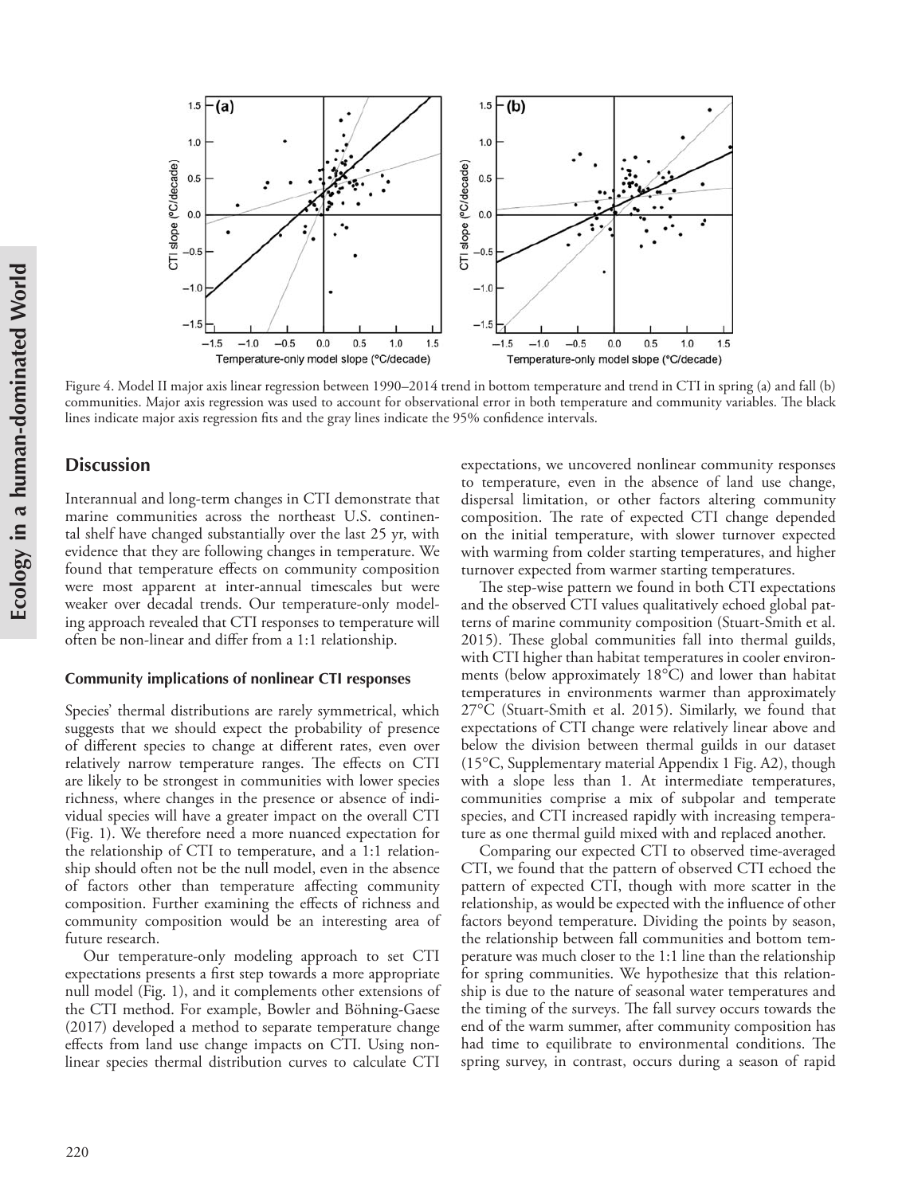Figure 4. Model II major axis linear regression between 1990–2014 trend in bottom temperature and trend in CTI in spring (a) and fall (b) communities. Major axis regression was used to account for observational error in both temperature and community variables. The black lines indicate major axis regression fits and the gray lines indicate the 95% confidence intervals.

## Discussion

Interannual and long-term changes in CTI demonstrate that marine communities across the northeast U.S. continental shelf have changed substantially over the last 25 yr, with evidence that they are following changes in temperature. We found that temperature effects on community composition were most apparent at inter-annual timescales but were weaker over decadal trends. Our temperature-only modeling approach revealed that CTI responses to temperature will often be non-linear and differ from a 1:1 relationship.

### Community implications of nonlinear CTI responses

Species' thermal distributions are rarely symmetrical, which suggests that we should expect the probability of presence of different species to change at different rates, even over relatively narrow temperature ranges. The effects on CTI are likely to be strongest in communities with lower species richness, where changes in the presence or absence of individual species will have a greater impact on the overall CTI (Fig. 1). We therefore need a more nuanced expectation for the relationship of CTI to temperature, and a 1:1 relationship should often not be the null model, even in the absence of factors other than temperature affecting community composition. Further examining the effects of richness and community composition would be an interesting area of future research.

Our temperature-only modeling approach to set CTI expectations presents a first step towards a more appropriate null model (Fig. 1), and it complements other extensions of the CTI method. For example, Bowler and Böhning-Gaese (2017) developed a method to separate temperature change effects from land use change impacts on CTI. Using nonlinear species thermal distribution curves to calculate CTI expectations, we uncovered nonlinear community responses to temperature, even in the absence of land use change, dispersal limitation, or other factors altering community composition. The rate of expected CTI change depended on the initial temperature, with slower turnover expected with warming from colder starting temperatures, and higher turnover expected from warmer starting temperatures.

The step-wise pattern we found in both CTI expectations and the observed CTI values qualitatively echoed global patterns of marine community composition (Stuart-Smith et al. 2015). These global communities fall into thermal guilds, with CTI higher than habitat temperatures in cooler environments (below approximately 18°C) and lower than habitat temperatures in environments warmer than approximately 27°C (Stuart-Smith et al. 2015). Similarly, we found that expectations of CTI change were relatively linear above and below the division between thermal guilds in our dataset (15°C, Supplementary material Appendix 1 Fig. A2), though with a slope less than 1. At intermediate temperatures, communities comprise a mix of subpolar and temperate species, and CTI increased rapidly with increasing temperature as one thermal guild mixed with and replaced another.

Comparing our expected CTI to observed time-averaged CTI, we found that the pattern of observed CTI echoed the pattern of expected CTI, though with more scatter in the relationship, as would be expected with the influence of other factors beyond temperature. Dividing the points by season, the relationship between fall communities and bottom temperature was much closer to the 1:1 line than the relationship for spring communities. We hypothesize that this relationship is due to the nature of seasonal water temperatures and the timing of the surveys. The fall survey occurs towards the end of the warm summer, after community composition has had time to equilibrate to environmental conditions. The spring survey, in contrast, occurs during a season of rapid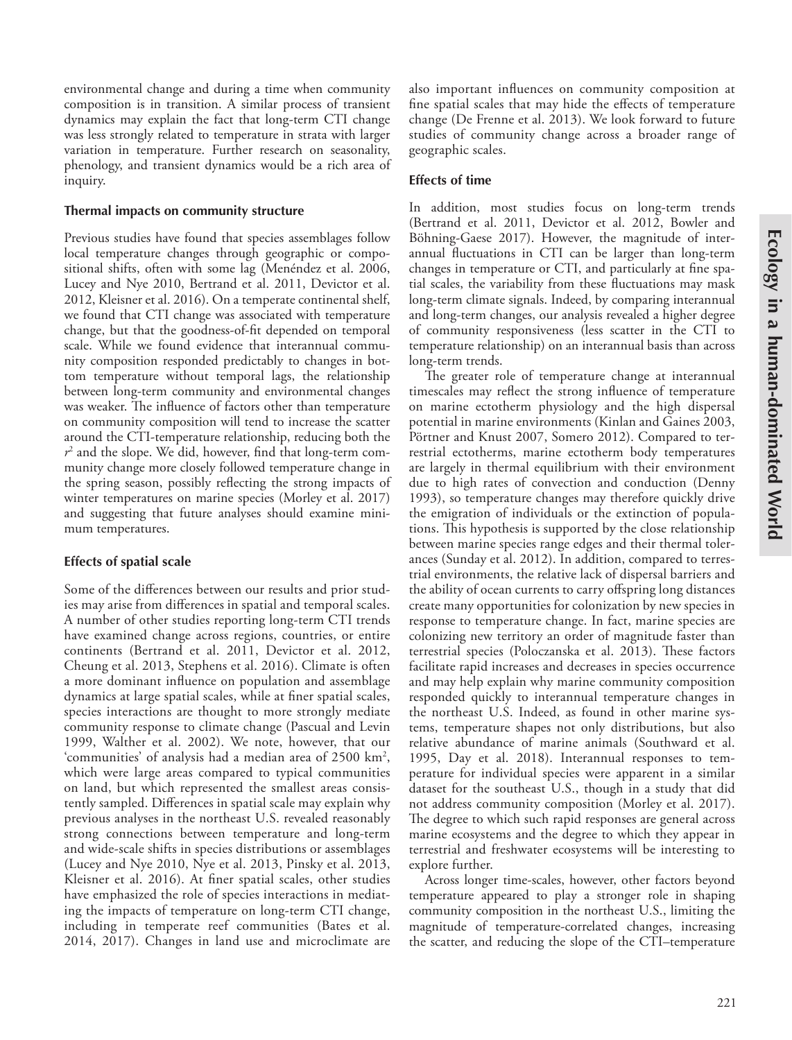environmental change and during a time when community composition is in transition. A similar process of transient dynamics may explain the fact that long-term CTI change was less strongly related to temperature in strata with larger variation in temperature. Further research on seasonality, phenology, and transient dynamics would be a rich area of inquiry.

### Thermal impacts on community structure

Previous studies have found that species assemblages follow local temperature changes through geographic or compositional shifts, often with some lag (Menéndez et al. 2006, Lucey and Nye 2010, Bertrand et al. 2011, Devictor et al. 2012, Kleisner et al. 2016). On a temperate continental shelf, we found that CTI change was associated with temperature change, but that the goodness-of-fit depended on temporal scale. While we found evidence that interannual community composition responded predictably to changes in bottom temperature without temporal lags, the relationship between long-term community and environmental changes was weaker. The influence of factors other than temperature on community composition will tend to increase the scatter around the CTI-temperature relationship, reducing both the $r^2$ and the slope. We did, however, find that long-term community change more closely followed temperature change in the spring season, possibly reflecting the strong impacts of winter temperatures on marine species (Morley et al. 2017) and suggesting that future analyses should examine minimum temperatures.

### Effects of spatial scale

Some of the differences between our results and prior studies may arise from differences in spatial and temporal scales. A number of other studies reporting long-term CTI trends have examined change across regions, countries, or entire continents (Bertrand et al. 2011, Devictor et al. 2012, Cheung et al. 2013, Stephens et al. 2016). Climate is often a more dominant influence on population and assemblage dynamics at large spatial scales, while at finer spatial scales, species interactions are thought to more strongly mediate community response to climate change (Pascual and Levin 1999, Walther et al. 2002). We note, however, that our 'communities' of analysis had a median area of 2500 km$^2$, which were large areas compared to typical communities on land, but which represented the smallest areas consistently sampled. Differences in spatial scale may explain why previous analyses in the northeast U.S. revealed reasonably strong connections between temperature and long-term and wide-scale shifts in species distributions or assemblages (Lucey and Nye 2010, Nye et al. 2013, Pinsky et al. 2013, Kleisner et al. 2016). At finer spatial scales, other studies have emphasized the role of species interactions in mediating the impacts of temperature on long-term CTI change, including in temperate reef communities (Bates et al. 2014, 2017). Changes in land use and microclimate are also important influences on community composition at fine spatial scales that may hide the effects of temperature change (De Frenne et al. 2013). We look forward to future studies of community change across a broader range of geographic scales.

### Effects of time

In addition, most studies focus on long-term trends (Bertrand et al. 2011, Devictor et al. 2012, Bowler and Böhning-Gaese 2017). However, the magnitude of interannual fluctuations in CTI can be larger than long-term changes in temperature or CTI, and particularly at fine spatial scales, the variability from these fluctuations may mask long-term climate signals. Indeed, by comparing interannual and long-term changes, our analysis revealed a higher degree of community responsiveness (less scatter in the CTI to temperature relationship) on an interannual basis than across long-term trends.

The greater role of temperature change at interannual timescales may reflect the strong influence of temperature on marine ectotherm physiology and the high dispersal potential in marine environments (Kinlan and Gaines 2003, Pörtner and Knust 2007, Somero 2012). Compared to terrestrial ectotherms, marine ectotherm body temperatures are largely in thermal equilibrium with their environment due to high rates of convection and conduction (Denny 1993), so temperature changes may therefore quickly drive the emigration of individuals or the extinction of populations. This hypothesis is supported by the close relationship between marine species range edges and their thermal tolerances (Sunday et al. 2012). In addition, compared to terrestrial environments, the relative lack of dispersal barriers and the ability of ocean currents to carry offspring long distances create many opportunities for colonization by new species in response to temperature change. In fact, marine species are colonizing new territory an order of magnitude faster than terrestrial species (Poloczanska et al. 2013). These factors facilitate rapid increases and decreases in species occurrence and may help explain why marine community composition responded quickly to interannual temperature changes in the northeast U.S. Indeed, as found in other marine systems, temperature shapes not only distributions, but also relative abundance of marine animals (Southward et al. 1995, Day et al. 2018). Interannual responses to temperature for individual species were apparent in a similar dataset for the southeast U.S., though in a study that did not address community composition (Morley et al. 2017). The degree to which such rapid responses are general across marine ecosystems and the degree to which they appear in terrestrial and freshwater ecosystems will be interesting to explore further.

Across longer time-scales, however, other factors beyond temperature appeared to play a stronger role in shaping community composition in the northeast U.S., limiting the magnitude of temperature-correlated changes, increasing the scatter, and reducing the slope of the CTI–temperature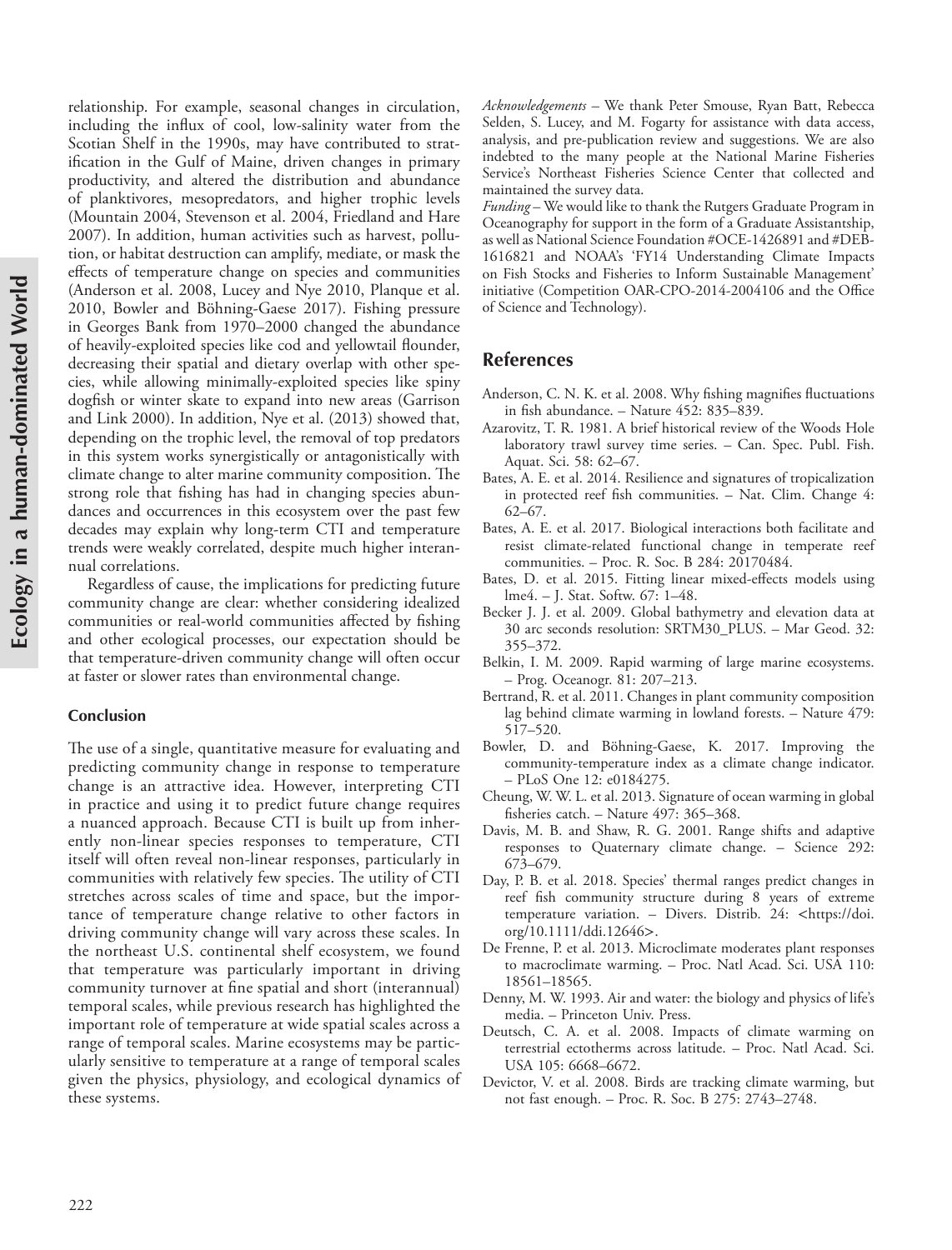relationship. For example, seasonal changes in circulation, including the influx of cool, low-salinity water from the Scotian Shelf in the 1990s, may have contributed to stratification in the Gulf of Maine, driven changes in primary productivity, and altered the distribution and abundance of planktivores, mesopredators, and higher trophic levels (Mountain 2004, Stevenson et al. 2004, Friedland and Hare 2007). In addition, human activities such as harvest, pollution, or habitat destruction can amplify, mediate, or mask the effects of temperature change on species and communities (Anderson et al. 2008, Lucey and Nye 2010, Planque et al. 2010, Bowler and Böhning-Gaese 2017). Fishing pressure in Georges Bank from 1970–2000 changed the abundance of heavily-exploited species like cod and yellowtail flounder, decreasing their spatial and dietary overlap with other species, while allowing minimally-exploited species like spiny dogfish or winter skate to expand into new areas (Garrison and Link 2000). In addition, Nye et al. (2013) showed that, depending on the trophic level, the removal of top predators in this system works synergistically or antagonistically with climate change to alter marine community composition. The strong role that fishing has had in changing species abundances and occurrences in this ecosystem over the past few decades may explain why long-term CTI and temperature trends were weakly correlated, despite much higher interannual correlations.

Regardless of cause, the implications for predicting future community change are clear: whether considering idealized communities or real-world communities affected by fishing and other ecological processes, our expectation should be that temperature-driven community change will often occur at faster or slower rates than environmental change.

### Conclusion

The use of a single, quantitative measure for evaluating and predicting community change in response to temperature change is an attractive idea. However, interpreting CTI in practice and using it to predict future change requires a nuanced approach. Because CTI is built up from inherently non-linear species responses to temperature, CTI itself will often reveal non-linear responses, particularly in communities with relatively few species. The utility of CTI stretches across scales of time and space, but the importance of temperature change relative to other factors in driving community change will vary across these scales. In the northeast U.S. continental shelf ecosystem, we found that temperature was particularly important in driving community turnover at fine spatial and short (interannual) temporal scales, while previous research has highlighted the important role of temperature at wide spatial scales across a range of temporal scales. Marine ecosystems may be particularly sensitive to temperature at a range of temporal scales given the physics, physiology, and ecological dynamics of these systems.

*Acknowledgements* – We thank Peter Smouse, Ryan Batt, Rebecca Selden, S. Lucey, and M. Fogarty for assistance with data access, analysis, and pre-publication review and suggestions. We are also indebted to the many people at the National Marine Fisheries Service's Northeast Fisheries Science Center that collected and maintained the survey data.

*Funding* – We would like to thank the Rutgers Graduate Program in Oceanography for support in the form of a Graduate Assistantship, as well as National Science Foundation #OCE-1426891 and #DEB-1616821 and NOAA's 'FY14 Understanding Climate Impacts on Fish Stocks and Fisheries to Inform Sustainable Management' initiative (Competition OAR-CPO-2014-2004106 and the Office of Science and Technology).

## References

Anderson, C. N. K. et al. 2008. Why fishing magnifies fluctuations in fish abundance. – Nature 452: 835–839.

Azarovitz, T. R. 1981. A brief historical review of the Woods Hole laboratory trawl survey time series. – Can. Spec. Publ. Fish. Aquat. Sci. 58: 62–67.

Bates, A. E. et al. 2014. Resilience and signatures of tropicalization in protected reef fish communities. – Nat. Clim. Change 4: 62–67.

Bates, A. E. et al. 2017. Biological interactions both facilitate and resist climate-related functional change in temperate reef communities. – Proc. R. Soc. B 284: 20170484.

Bates, D. et al. 2015. Fitting linear mixed-effects models using lme4. – J. Stat. Softw. 67: 1–48.

Becker J. J. et al. 2009. Global bathymetry and elevation data at 30 arc seconds resolution: SRTM30_PLUS. – Mar Geod. 32: 355–372.

Belkin, I. M. 2009. Rapid warming of large marine ecosystems. – Prog. Oceanogr. 81: 207–213.

Bertrand, R. et al. 2011. Changes in plant community composition lag behind climate warming in lowland forests. – Nature 479: 517–520.

Bowler, D. and Böhning-Gaese, K. 2017. Improving the community-temperature index as a climate change indicator. – PLoS One 12: e0184275.

Cheung, W. W. L. et al. 2013. Signature of ocean warming in global fisheries catch. – Nature 497: 365–368.

Davis, M. B. and Shaw, R. G. 2001. Range shifts and adaptive responses to Quaternary climate change. – Science 292: 673–679.

Day, P. B. et al. 2018. Species' thermal ranges predict changes in reef fish community structure during 8 years of extreme temperature variation. – Divers. Distrib. 24: <https://doi.org/10.1111/ddi.12646>.

De Frenne, P. et al. 2013. Microclimate moderates plant responses to macroclimate warming. – Proc. Natl Acad. Sci. USA 110: 18561–18565.

Denny, M. W. 1993. Air and water: the biology and physics of life's media. – Princeton Univ. Press.

Deutsch, C. A. et al. 2008. Impacts of climate warming on terrestrial ectotherms across latitude. – Proc. Natl Acad. Sci. USA 105: 6668–6672.

Devictor, V. et al. 2008. Birds are tracking climate warming, but not fast enough. – Proc. R. Soc. B 275: 2743–2748.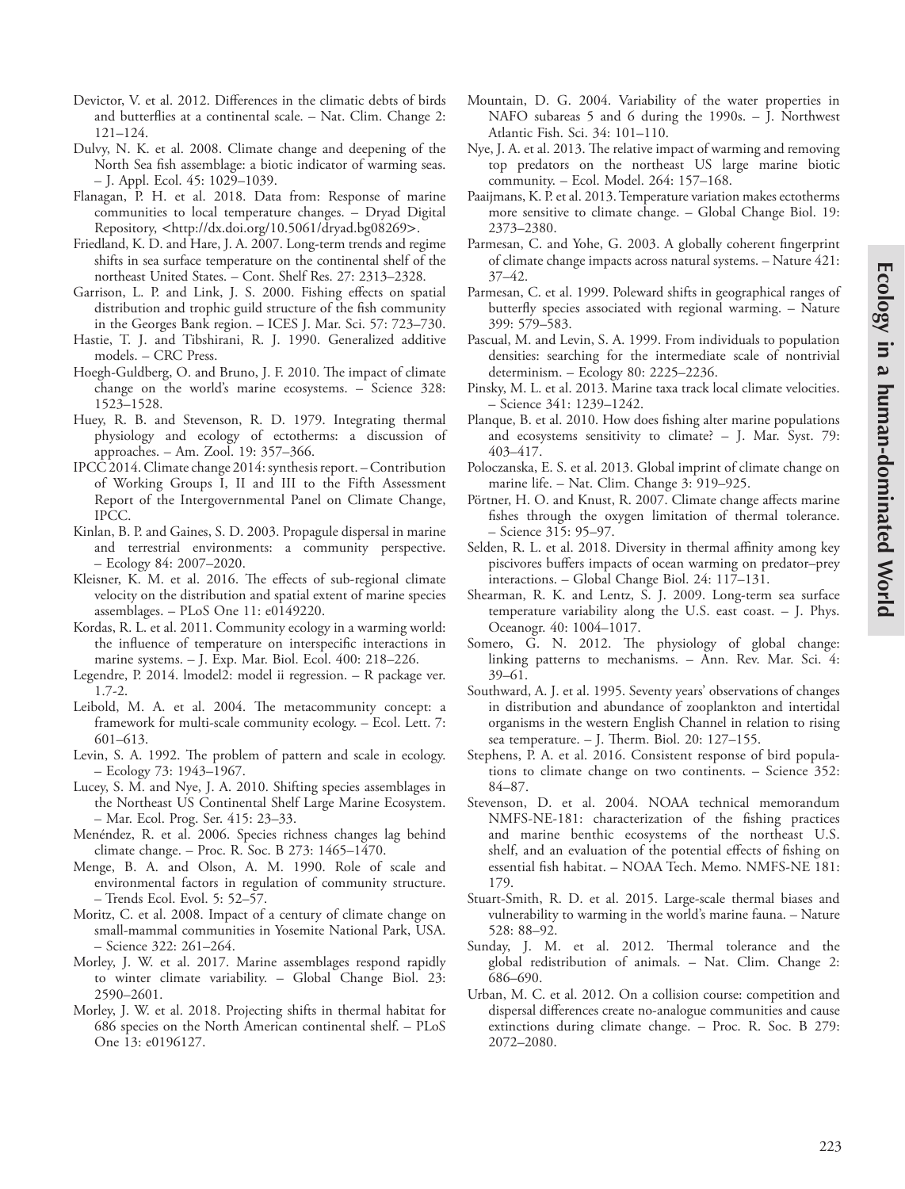Devictor, V. et al. 2012. Differences in the climatic debts of birds and butterflies at a continental scale. – Nat. Clim. Change 2: 121–124.

Dulvy, N. K. et al. 2008. Climate change and deepening of the North Sea fish assemblage: a biotic indicator of warming seas. – J. Appl. Ecol. 45: 1029–1039.

Flanagan, P. H. et al. 2018. Data from: Response of marine communities to local temperature changes. – Dryad Digital Repository, <http://dx.doi.org/10.5061/dryad.bg08269>.

Friedland, K. D. and Hare, J. A. 2007. Long-term trends and regime shifts in sea surface temperature on the continental shelf of the northeast United States. – Cont. Shelf Res. 27: 2313–2328.

Garrison, L. P. and Link, J. S. 2000. Fishing effects on spatial distribution and trophic guild structure of the fish community in the Georges Bank region. – ICES J. Mar. Sci. 57: 723–730.

Hastie, T. J. and Tibshirani, R. J. 1990. Generalized additive models. – CRC Press.

Hoegh-Guldberg, O. and Bruno, J. F. 2010. The impact of climate change on the world's marine ecosystems. – Science 328: 1523–1528.

Huey, R. B. and Stevenson, R. D. 1979. Integrating thermal physiology and ecology of ectotherms: a discussion of approaches. – Am. Zool. 19: 357–366.

IPCC 2014. Climate change 2014: synthesis report. – Contribution of Working Groups I, II and III to the Fifth Assessment Report of the Intergovernmental Panel on Climate Change, IPCC.

Kinlan, B. P. and Gaines, S. D. 2003. Propagule dispersal in marine and terrestrial environments: a community perspective. – Ecology 84: 2007–2020.

Kleisner, K. M. et al. 2016. The effects of sub-regional climate velocity on the distribution and spatial extent of marine species assemblages. – PLoS One 11: e0149220.

Kordas, R. L. et al. 2011. Community ecology in a warming world: the influence of temperature on interspecific interactions in marine systems. – J. Exp. Mar. Biol. Ecol. 400: 218–226.

Legendre, P. 2014. lmodel2: model ii regression. – R package ver. 1.7-2.

Leibold, M. A. et al. 2004. The metacommunity concept: a framework for multi-scale community ecology. – Ecol. Lett. 7: 601–613.

Levin, S. A. 1992. The problem of pattern and scale in ecology. – Ecology 73: 1943–1967.

Lucey, S. M. and Nye, J. A. 2010. Shifting species assemblages in the Northeast US Continental Shelf Large Marine Ecosystem. – Mar. Ecol. Prog. Ser. 415: 23–33.

Menéndez, R. et al. 2006. Species richness changes lag behind climate change. – Proc. R. Soc. B 273: 1465–1470.

Menge, B. A. and Olson, A. M. 1990. Role of scale and environmental factors in regulation of community structure. – Trends Ecol. Evol. 5: 52–57.

Moritz, C. et al. 2008. Impact of a century of climate change on small-mammal communities in Yosemite National Park, USA. – Science 322: 261–264.

Morley, J. W. et al. 2017. Marine assemblages respond rapidly to winter climate variability. – Global Change Biol. 23: 2590–2601.

Morley, J. W. et al. 2018. Projecting shifts in thermal habitat for 686 species on the North American continental shelf. – PLoS One 13: e0196127.

Mountain, D. G. 2004. Variability of the water properties in NAFO subareas 5 and 6 during the 1990s. – J. Northwest Atlantic Fish. Sci. 34: 101–110.

Nye, J. A. et al. 2013. The relative impact of warming and removing top predators on the northeast US large marine biotic community. – Ecol. Model. 264: 157–168.

Paaijmans, K. P. et al. 2013. Temperature variation makes ectotherms more sensitive to climate change. – Global Change Biol. 19: 2373–2380.

Parmesan, C. and Yohe, G. 2003. A globally coherent fingerprint of climate change impacts across natural systems. – Nature 421: 37–42.

Parmesan, C. et al. 1999. Poleward shifts in geographical ranges of butterfly species associated with regional warming. – Nature 399: 579–583.

Pascual, M. and Levin, S. A. 1999. From individuals to population densities: searching for the intermediate scale of nontrivial determinism. – Ecology 80: 2225–2236.

Pinsky, M. L. et al. 2013. Marine taxa track local climate velocities. – Science 341: 1239–1242.

Planque, B. et al. 2010. How does fishing alter marine populations and ecosystems sensitivity to climate? – J. Mar. Syst. 79: 403–417.

Poloczanska, E. S. et al. 2013. Global imprint of climate change on marine life. – Nat. Clim. Change 3: 919–925.

Pörtner, H. O. and Knust, R. 2007. Climate change affects marine fishes through the oxygen limitation of thermal tolerance. – Science 315: 95–97.

Selden, R. L. et al. 2018. Diversity in thermal affinity among key piscivores buffers impacts of ocean warming on predator–prey interactions. – Global Change Biol. 24: 117–131.

Shearman, R. K. and Lentz, S. J. 2009. Long-term sea surface temperature variability along the U.S. east coast. – J. Phys. Oceanogr. 40: 1004–1017.

Somero, G. N. 2012. The physiology of global change: linking patterns to mechanisms. – Ann. Rev. Mar. Sci. 4: 39–61.

Southward, A. J. et al. 1995. Seventy years' observations of changes in distribution and abundance of zooplankton and intertidal organisms in the western English Channel in relation to rising sea temperature. – J. Therm. Biol. 20: 127–155.

Stephens, P. A. et al. 2016. Consistent response of bird populations to climate change on two continents. – Science 352: 84–87.

Stevenson, D. et al. 2004. NOAA technical memorandum NMFS-NE-181: characterization of the fishing practices and marine benthic ecosystems of the northeast U.S. shelf, and an evaluation of the potential effects of fishing on essential fish habitat. – NOAA Tech. Memo. NMFS-NE 181: 179.

Stuart-Smith, R. D. et al. 2015. Large-scale thermal biases and vulnerability to warming in the world's marine fauna. – Nature 528: 88–92.

Sunday, J. M. et al. 2012. Thermal tolerance and the global redistribution of animals. – Nat. Clim. Change 2: 686–690.

Urban, M. C. et al. 2012. On a collision course: competition and dispersal differences create no-analogue communities and cause extinctions during climate change. – Proc. R. Soc. B 279: 2072–2080.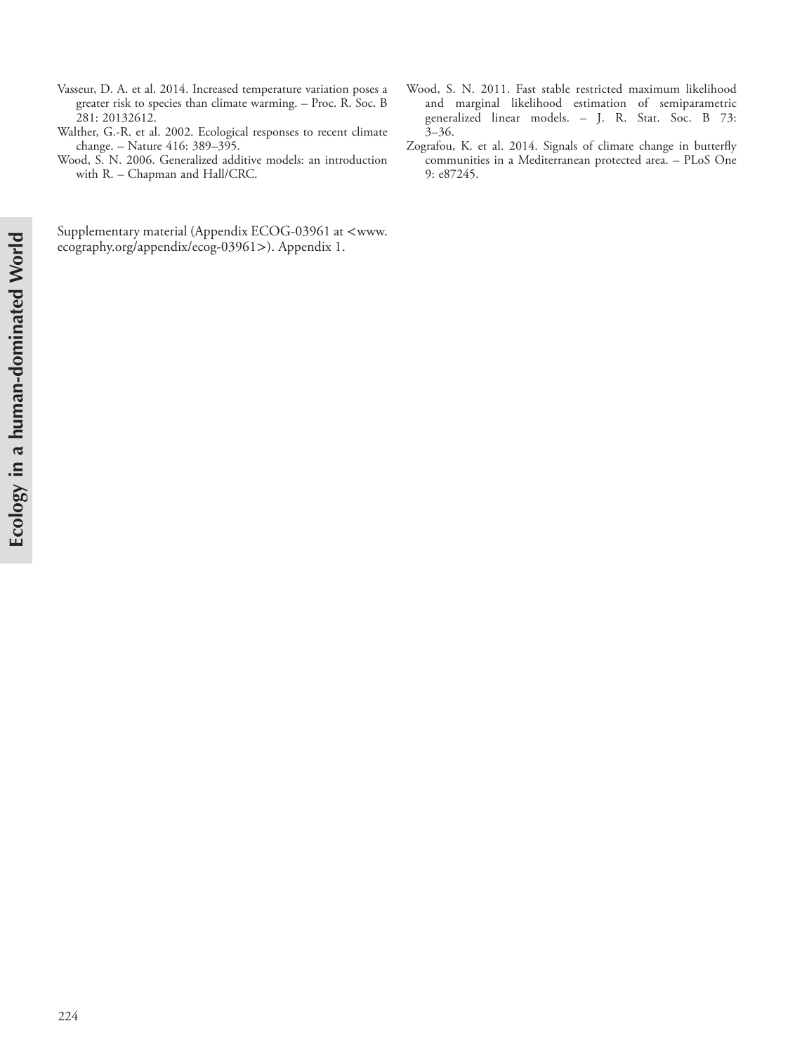Vasseur, D. A. et al. 2014. Increased temperature variation poses a greater risk to species than climate warming. – Proc. R. Soc. B 281: 20132612.

Walther, G.-R. et al. 2002. Ecological responses to recent climate change. – Nature 416: 389–395.

Wood, S. N. 2006. Generalized additive models: an introduction with R. – Chapman and Hall/CRC.

Wood, S. N. 2011. Fast stable restricted maximum likelihood and marginal likelihood estimation of semiparametric generalized linear models. – J. R. Stat. Soc. B 73: 3–36.

Zografou, K. et al. 2014. Signals of climate change in butterfly communities in a Mediterranean protected area. – PLoS One 9: e87245.

Supplementary material (Appendix ECOG-03961 at <www.ecography.org/appendix/ecog-03961>). Appendix 1.